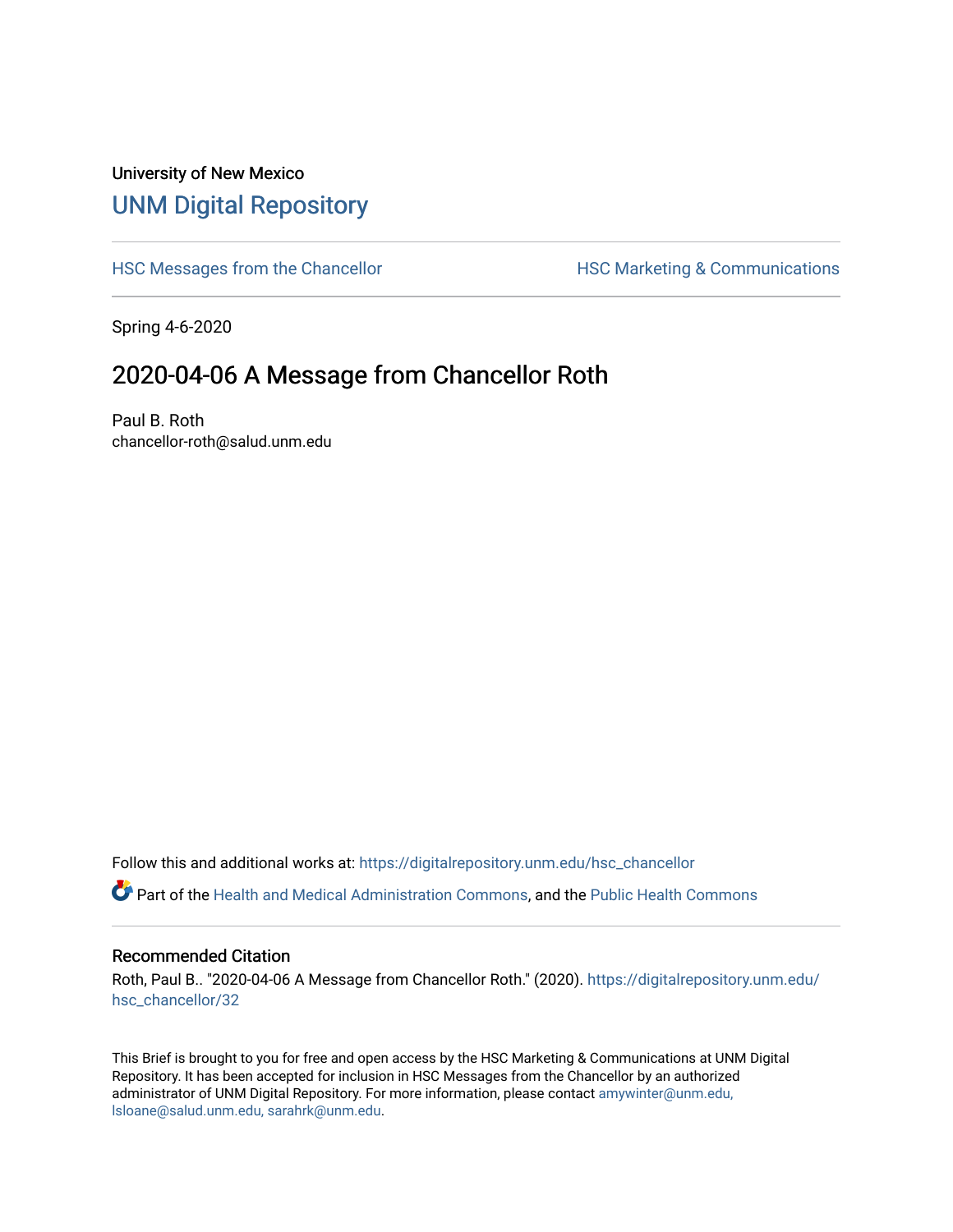University of New Mexico

# UNM Digital Repository

HSC Messages from the Chancellor

HSC Marketing & Communications

Spring 4-6-2020

## 2020-04-06 A Message from Chancellor Roth

Paul B. Roth
chancellor-roth@salud.unm.edu

Follow this and additional works at: https://digitalrepository.unm.edu/hsc_chancellor

Part of the Health and Medical Administration Commons, and the Public Health Commons

### Recommended Citation

Roth, Paul B.. "2020-04-06 A Message from Chancellor Roth." (2020). https://digitalrepository.unm.edu/hsc_chancellor/32

This Brief is brought to you for free and open access by the HSC Marketing & Communications at UNM Digital Repository. It has been accepted for inclusion in HSC Messages from the Chancellor by an authorized administrator of UNM Digital Repository. For more information, please contact amywinter@unm.edu, lsloane@salud.unm.edu, sarahrk@unm.edu.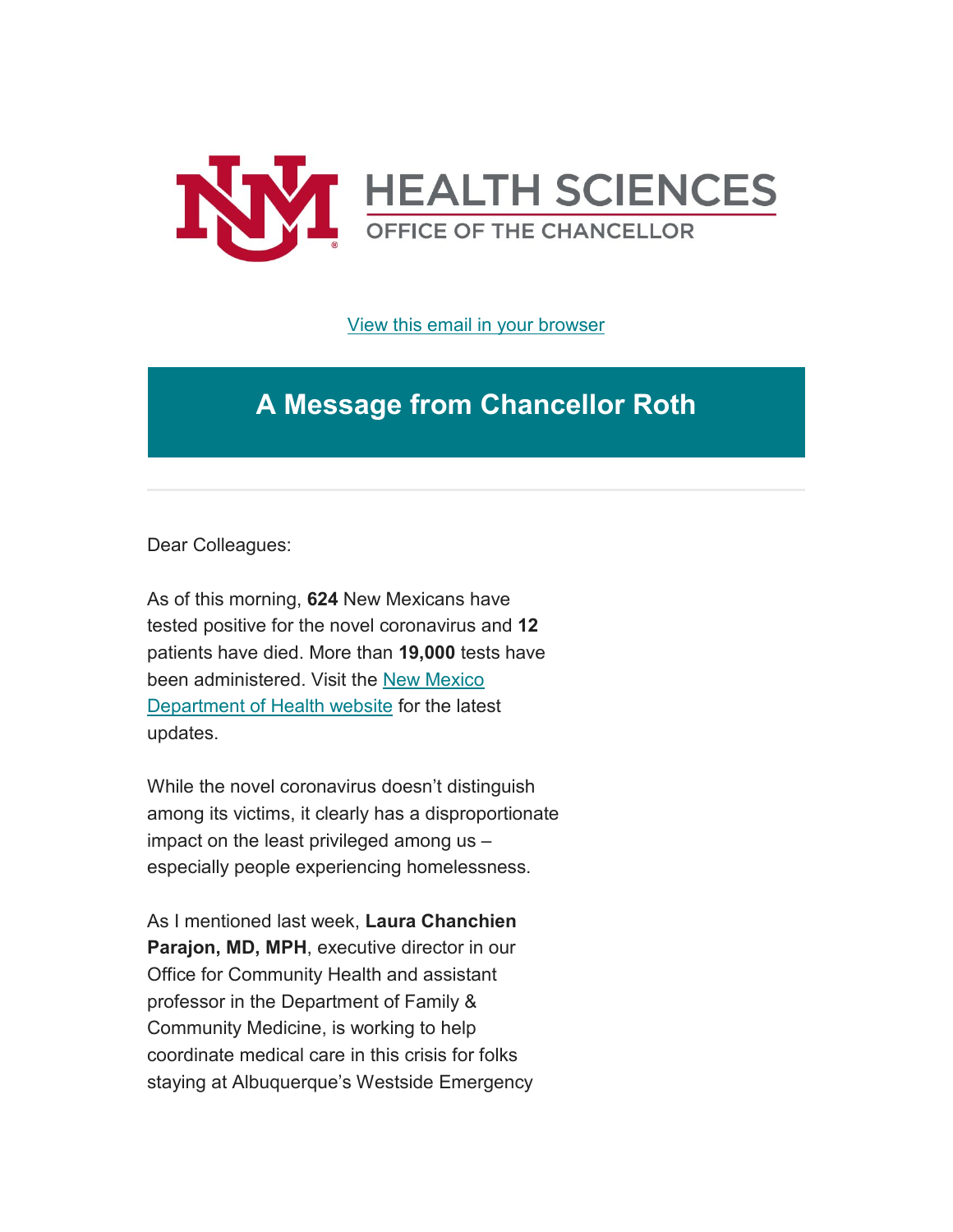HEALTH SCIENCES

OFFICE OF THE CHANCELLOR

View this email in your browser

# A Message from Chancellor Roth

Dear Colleagues:

As of this morning, **624** New Mexicans have tested positive for the novel coronavirus and **12** patients have died. More than **19,000** tests have been administered. Visit the New Mexico Department of Health website for the latest updates.

While the novel coronavirus doesn't distinguish among its victims, it clearly has a disproportionate impact on the least privileged among us – especially people experiencing homelessness.

As I mentioned last week, **Laura Chanchien Parajon, MD, MPH**, executive director in our Office for Community Health and assistant professor in the Department of Family & Community Medicine, is working to help coordinate medical care in this crisis for folks staying at Albuquerque's Westside Emergency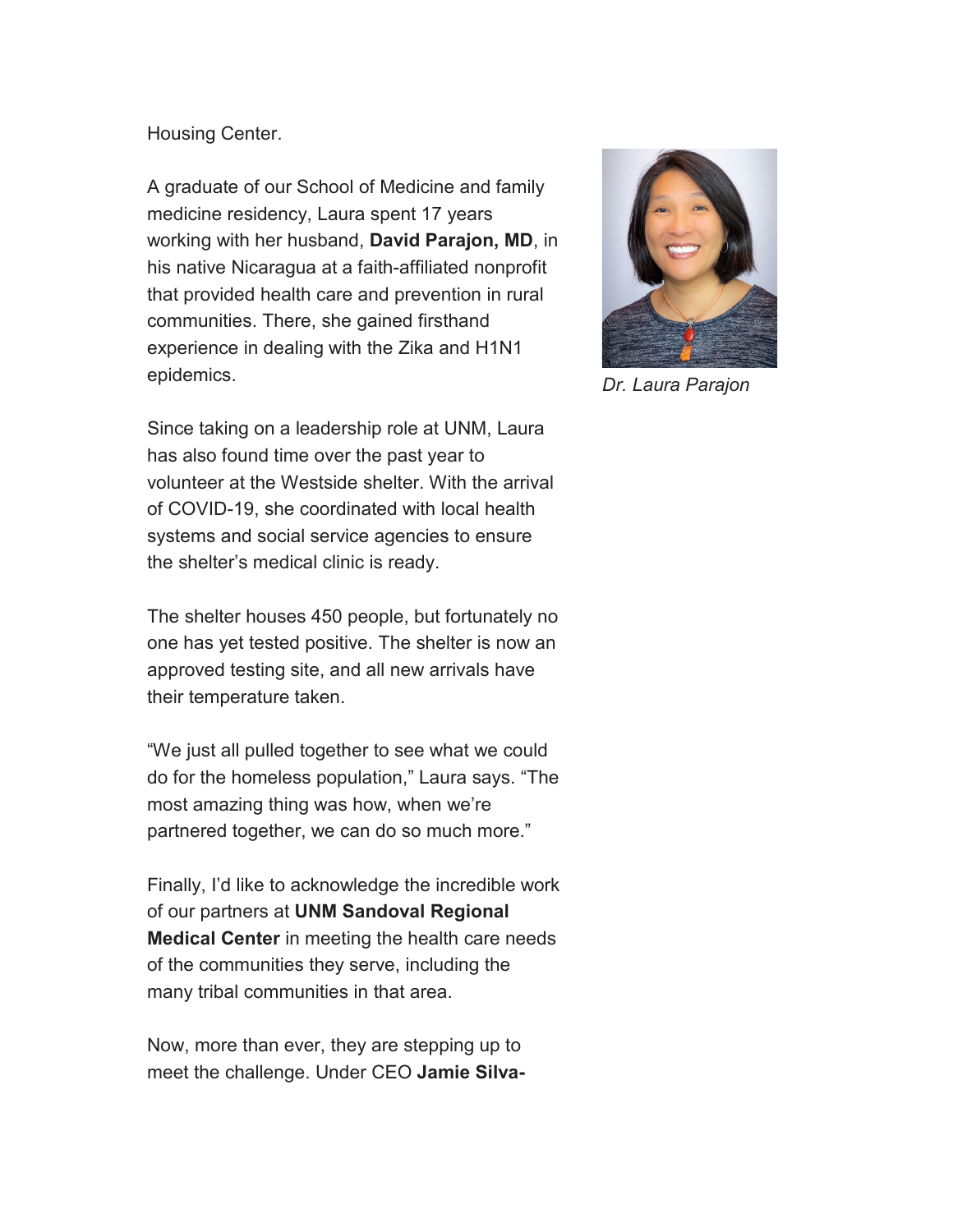Housing Center.

A graduate of our School of Medicine and family medicine residency, Laura spent 17 years working with her husband, **David Parajon, MD**, in his native Nicaragua at a faith-affiliated nonprofit that provided health care and prevention in rural communities. There, she gained firsthand experience in dealing with the Zika and H1N1 epidemics.

*Dr. Laura Parajon*

Since taking on a leadership role at UNM, Laura has also found time over the past year to volunteer at the Westside shelter. With the arrival of COVID-19, she coordinated with local health systems and social service agencies to ensure the shelter's medical clinic is ready.

The shelter houses 450 people, but fortunately no one has yet tested positive. The shelter is now an approved testing site, and all new arrivals have their temperature taken.

"We just all pulled together to see what we could do for the homeless population," Laura says. "The most amazing thing was how, when we're partnered together, we can do so much more."

Finally, I'd like to acknowledge the incredible work of our partners at **UNM Sandoval Regional Medical Center** in meeting the health care needs of the communities they serve, including the many tribal communities in that area.

Now, more than ever, they are stepping up to meet the challenge. Under CEO **Jamie Silva-**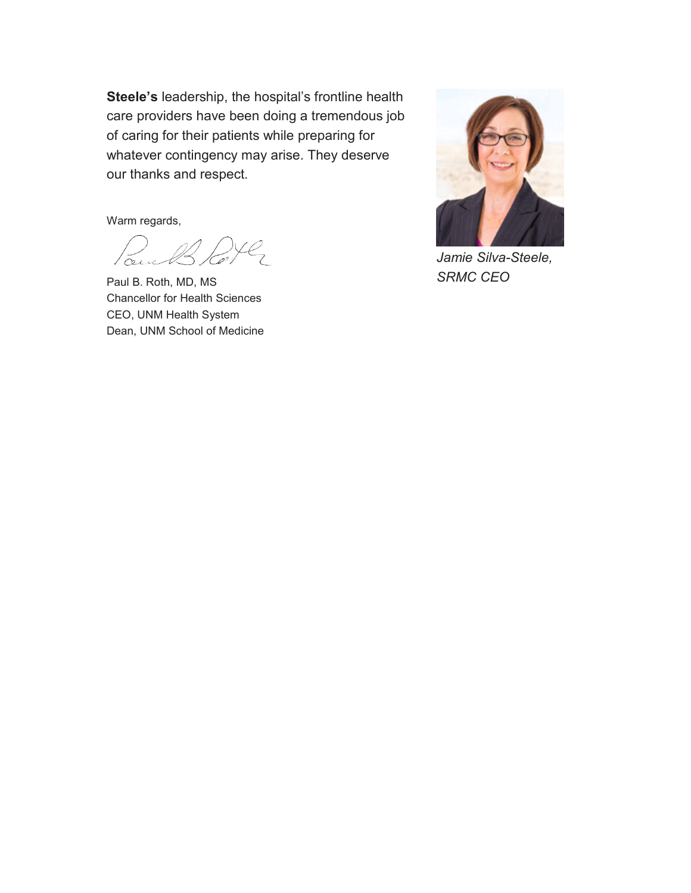**Steele's** leadership, the hospital's frontline health care providers have been doing a tremendous job of caring for their patients while preparing for whatever contingency may arise. They deserve our thanks and respect.

Warm regards,

Paul B. Roth, MD, MS
Chancellor for Health Sciences
CEO, UNM Health System
Dean, UNM School of Medicine

*Jamie Silva-Steele, SRMC CEO*